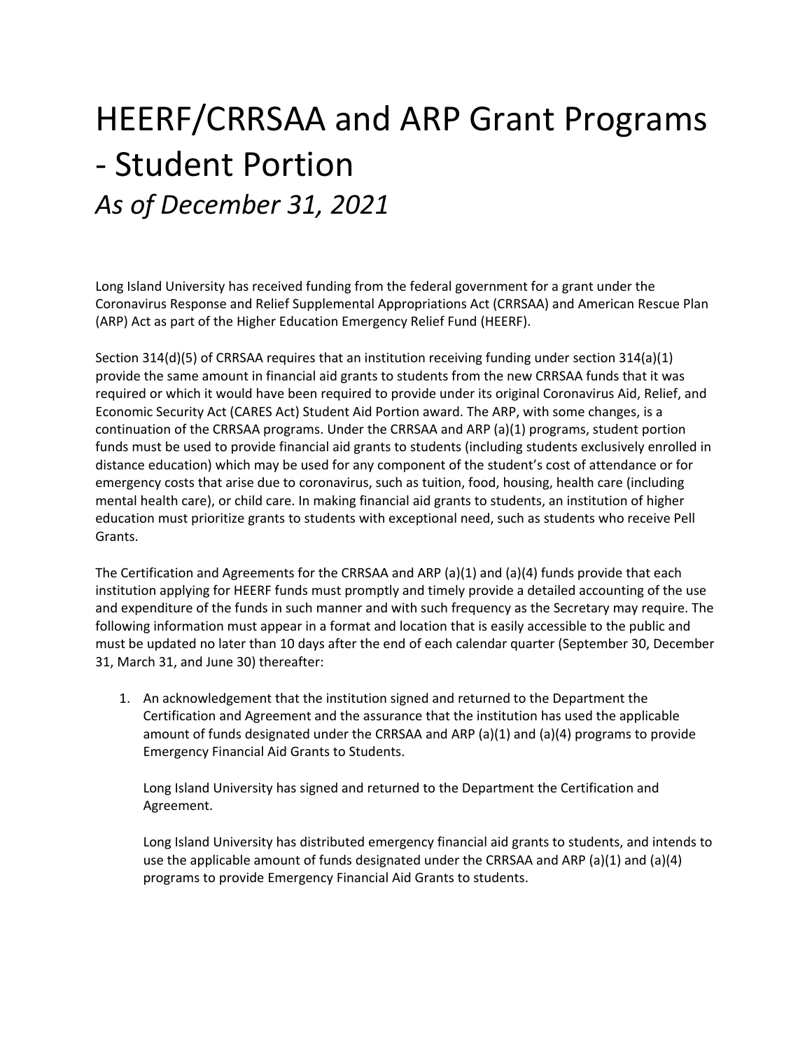# HEERF/CRRSAA and ARP Grant Programs - Student Portion

*As of December 31, 2021*

Long Island University has received funding from the federal government for a grant under the Coronavirus Response and Relief Supplemental Appropriations Act (CRRSAA) and American Rescue Plan (ARP) Act as part of the Higher Education Emergency Relief Fund (HEERF).

Section 314(d)(5) of CRRSAA requires that an institution receiving funding under section 314(a)(1) provide the same amount in financial aid grants to students from the new CRRSAA funds that it was required or which it would have been required to provide under its original Coronavirus Aid, Relief, and Economic Security Act (CARES Act) Student Aid Portion award. The ARP, with some changes, is a continuation of the CRRSAA programs. Under the CRRSAA and ARP (a)(1) programs, student portion funds must be used to provide financial aid grants to students (including students exclusively enrolled in distance education) which may be used for any component of the student's cost of attendance or for emergency costs that arise due to coronavirus, such as tuition, food, housing, health care (including mental health care), or child care. In making financial aid grants to students, an institution of higher education must prioritize grants to students with exceptional need, such as students who receive Pell Grants.

The Certification and Agreements for the CRRSAA and ARP (a)(1) and (a)(4) funds provide that each institution applying for HEERF funds must promptly and timely provide a detailed accounting of the use and expenditure of the funds in such manner and with such frequency as the Secretary may require. The following information must appear in a format and location that is easily accessible to the public and must be updated no later than 10 days after the end of each calendar quarter (September 30, December 31, March 31, and June 30) thereafter:

1. An acknowledgement that the institution signed and returned to the Department the Certification and Agreement and the assurance that the institution has used the applicable amount of funds designated under the CRRSAA and ARP (a)(1) and (a)(4) programs to provide Emergency Financial Aid Grants to Students.

   Long Island University has signed and returned to the Department the Certification and Agreement.

   Long Island University has distributed emergency financial aid grants to students, and intends to use the applicable amount of funds designated under the CRRSAA and ARP (a)(1) and (a)(4) programs to provide Emergency Financial Aid Grants to students.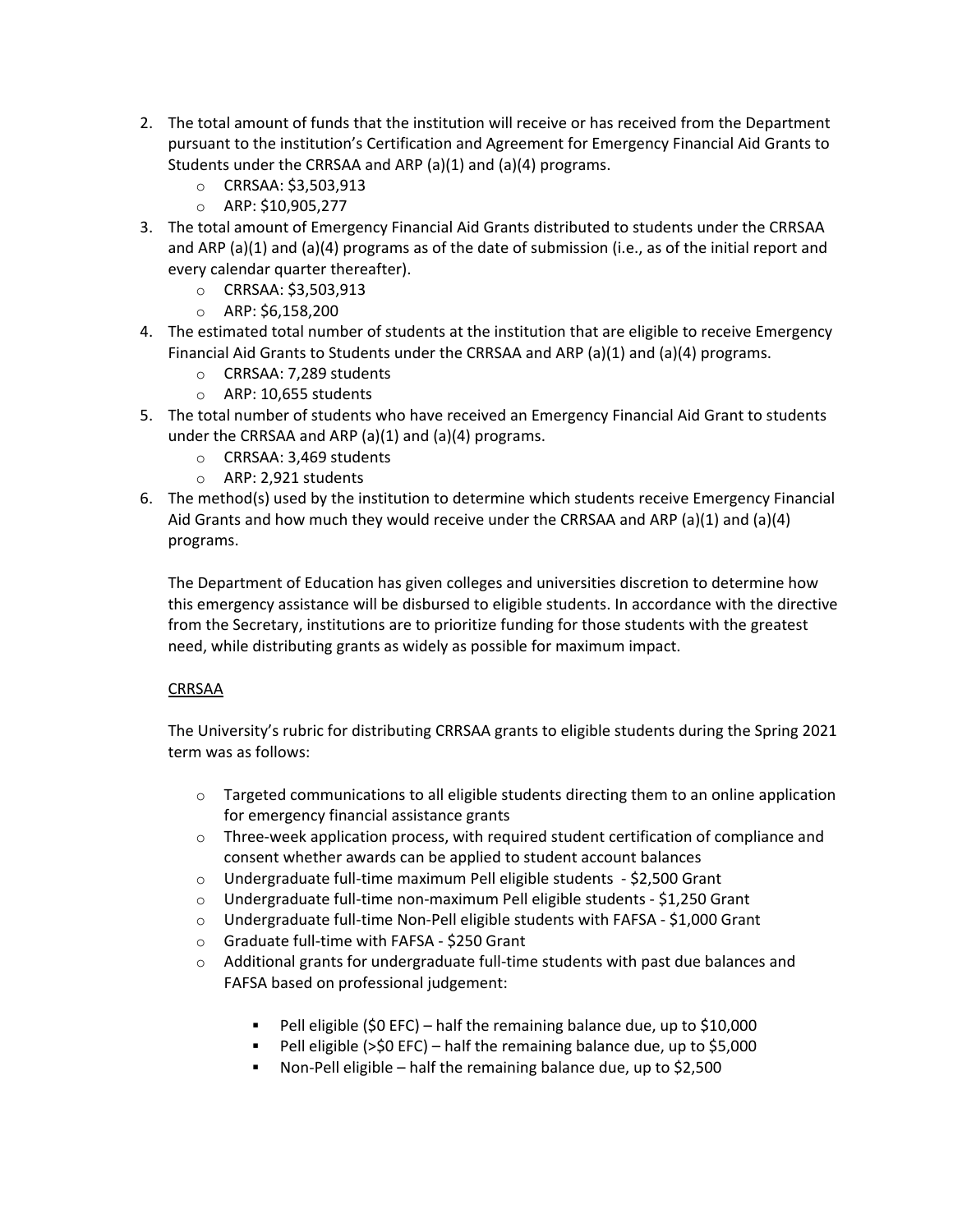2. The total amount of funds that the institution will receive or has received from the Department pursuant to the institution's Certification and Agreement for Emergency Financial Aid Grants to Students under the CRRSAA and ARP (a)(1) and (a)(4) programs.
   - CRRSAA: $3,503,913
   - ARP: $10,905,277
3. The total amount of Emergency Financial Aid Grants distributed to students under the CRRSAA and ARP (a)(1) and (a)(4) programs as of the date of submission (i.e., as of the initial report and every calendar quarter thereafter).
   - CRRSAA: $3,503,913
   - ARP: $6,158,200
4. The estimated total number of students at the institution that are eligible to receive Emergency Financial Aid Grants to Students under the CRRSAA and ARP (a)(1) and (a)(4) programs.
   - CRRSAA: 7,289 students
   - ARP: 10,655 students
5. The total number of students who have received an Emergency Financial Aid Grant to students under the CRRSAA and ARP (a)(1) and (a)(4) programs.
   - CRRSAA: 3,469 students
   - ARP: 2,921 students
6. The method(s) used by the institution to determine which students receive Emergency Financial Aid Grants and how much they would receive under the CRRSAA and ARP (a)(1) and (a)(4) programs.

   The Department of Education has given colleges and universities discretion to determine how this emergency assistance will be disbursed to eligible students. In accordance with the directive from the Secretary, institutions are to prioritize funding for those students with the greatest need, while distributing grants as widely as possible for maximum impact.

   <u>CRRSAA</u>

   The University's rubric for distributing CRRSAA grants to eligible students during the Spring 2021 term was as follows:

   - Targeted communications to all eligible students directing them to an online application for emergency financial assistance grants
   - Three-week application process, with required student certification of compliance and consent whether awards can be applied to student account balances
   - Undergraduate full-time maximum Pell eligible students - $2,500 Grant
   - Undergraduate full-time non-maximum Pell eligible students - $1,250 Grant
   - Undergraduate full-time Non-Pell eligible students with FAFSA - $1,000 Grant
   - Graduate full-time with FAFSA - $250 Grant
   - Additional grants for undergraduate full-time students with past due balances and FAFSA based on professional judgement:
     - Pell eligible ($0 EFC) – half the remaining balance due, up to $10,000
     - Pell eligible (>$0 EFC) – half the remaining balance due, up to $5,000
     - Non-Pell eligible – half the remaining balance due, up to $2,500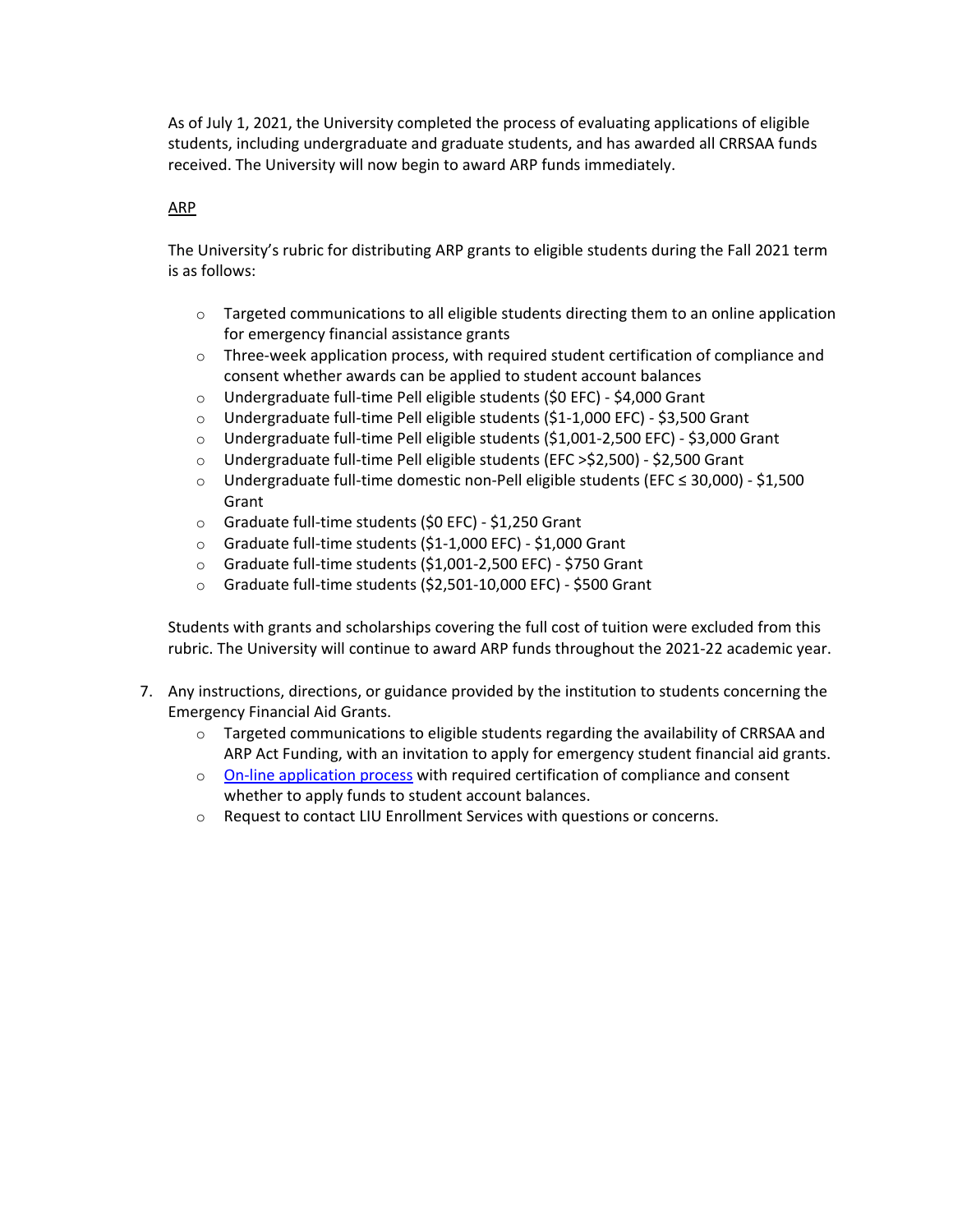As of July 1, 2021, the University completed the process of evaluating applications of eligible students, including undergraduate and graduate students, and has awarded all CRRSAA funds received. The University will now begin to award ARP funds immediately.

ARP

The University's rubric for distributing ARP grants to eligible students during the Fall 2021 term is as follows:

- Targeted communications to all eligible students directing them to an online application for emergency financial assistance grants
- Three-week application process, with required student certification of compliance and consent whether awards can be applied to student account balances
- Undergraduate full-time Pell eligible students ($0 EFC) - $4,000 Grant
- Undergraduate full-time Pell eligible students ($1-1,000 EFC) - $3,500 Grant
- Undergraduate full-time Pell eligible students ($1,001-2,500 EFC) - $3,000 Grant
- Undergraduate full-time Pell eligible students (EFC >$2,500) - $2,500 Grant
- Undergraduate full-time domestic non-Pell eligible students (EFC ≤ 30,000) - $1,500 Grant
- Graduate full-time students ($0 EFC) - $1,250 Grant
- Graduate full-time students ($1-1,000 EFC) - $1,000 Grant
- Graduate full-time students ($1,001-2,500 EFC) - $750 Grant
- Graduate full-time students ($2,501-10,000 EFC) - $500 Grant

Students with grants and scholarships covering the full cost of tuition were excluded from this rubric. The University will continue to award ARP funds throughout the 2021-22 academic year.

7. Any instructions, directions, or guidance provided by the institution to students concerning the Emergency Financial Aid Grants.
    - Targeted communications to eligible students regarding the availability of CRRSAA and ARP Act Funding, with an invitation to apply for emergency student financial aid grants.
    - On-line application process with required certification of compliance and consent whether to apply funds to student account balances.
    - Request to contact LIU Enrollment Services with questions or concerns.